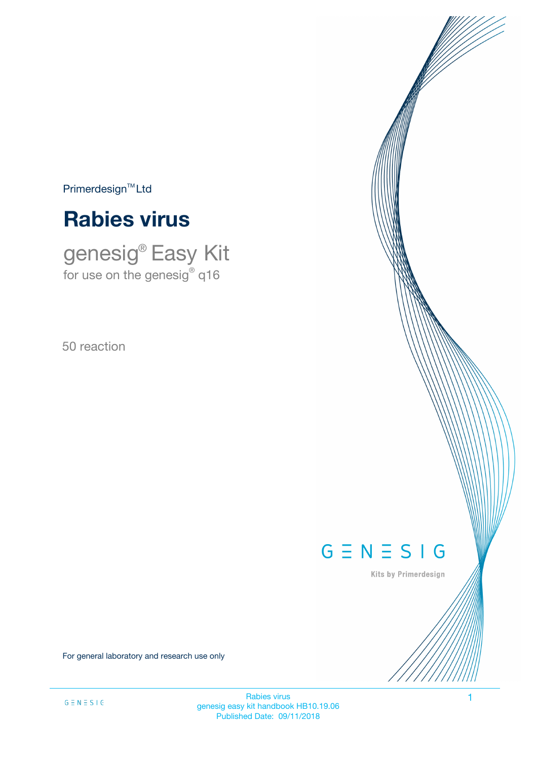Primerdesign™ Ltd

# Rabies virus

## genesig® Easy Kit

for use on the genesig® q16

50 reaction

GENESIG

Kits by Primerdesign

For general laboratory and research use only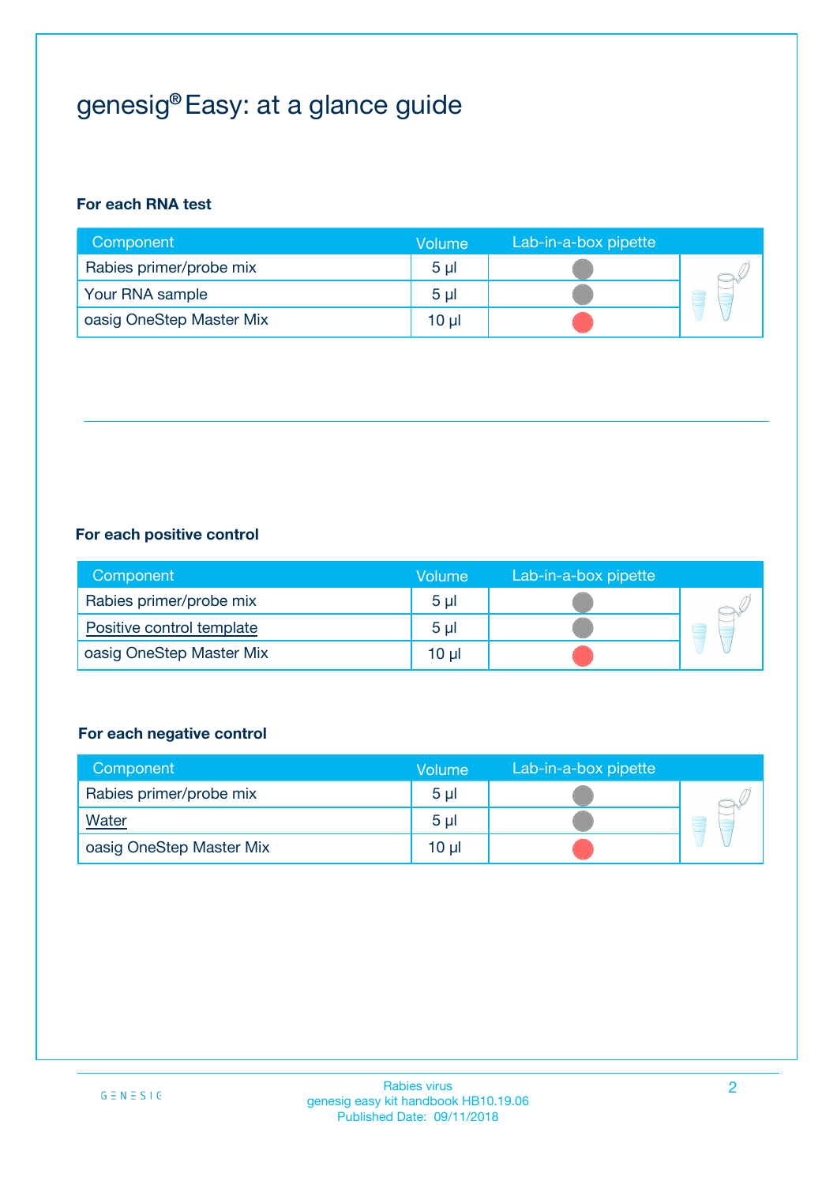# genesig® Easy: at a glance guide

**For each RNA test**

| Component | Volume | Lab-in-a-box pipette |
|---|---|---|
| Rabies primer/probe mix | 5 µl | |
| Your RNA sample | 5 µl | |
| oasig OneStep Master Mix | 10 µl | |

**For each positive control**

| Component | Volume | Lab-in-a-box pipette |
|---|---|---|
| Rabies primer/probe mix | 5 µl | |
| Positive control template | 5 µl | |
| oasig OneStep Master Mix | 10 µl | |

**For each negative control**

| Component | Volume | Lab-in-a-box pipette |
|---|---|---|
| Rabies primer/probe mix | 5 µl | |
| Water | 5 µl | |
| oasig OneStep Master Mix | 10 µl | |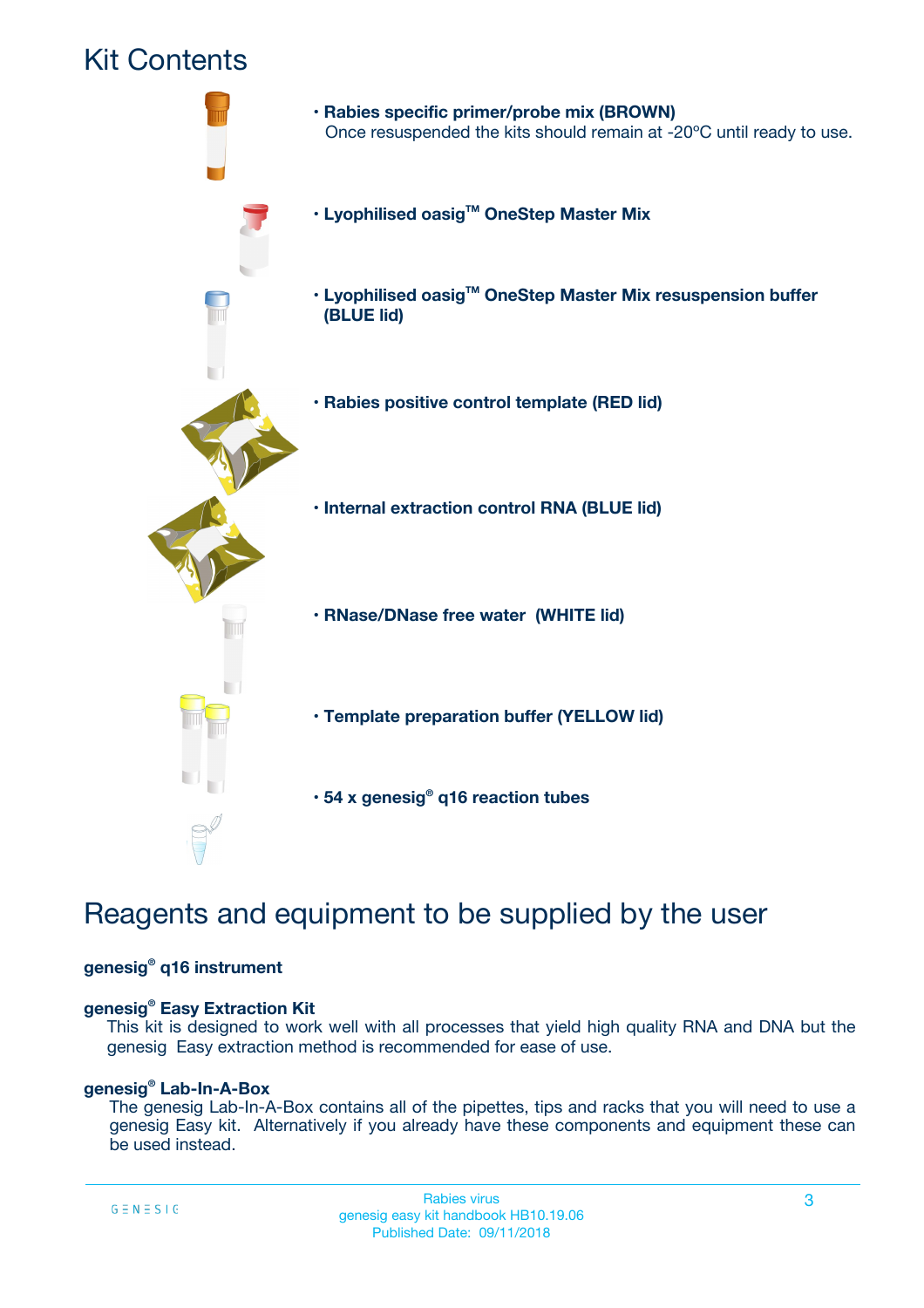# Kit Contents

- **Rabies specific primer/probe mix (BROWN)**
  Once resuspended the kits should remain at -20ºC until ready to use.
- **Lyophilised oasig™ OneStep Master Mix**
- **Lyophilised oasig™ OneStep Master Mix resuspension buffer (BLUE lid)**
- **Rabies positive control template (RED lid)**
- **Internal extraction control RNA (BLUE lid)**
- **RNase/DNase free water (WHITE lid)**
- **Template preparation buffer (YELLOW lid)**
- **54 x genesig® q16 reaction tubes**

# Reagents and equipment to be supplied by the user

**genesig® q16 instrument**

**genesig® Easy Extraction Kit**
This kit is designed to work well with all processes that yield high quality RNA and DNA but the genesig Easy extraction method is recommended for ease of use.

**genesig® Lab-In-A-Box**
The genesig Lab-In-A-Box contains all of the pipettes, tips and racks that you will need to use a genesig Easy kit. Alternatively if you already have these components and equipment these can be used instead.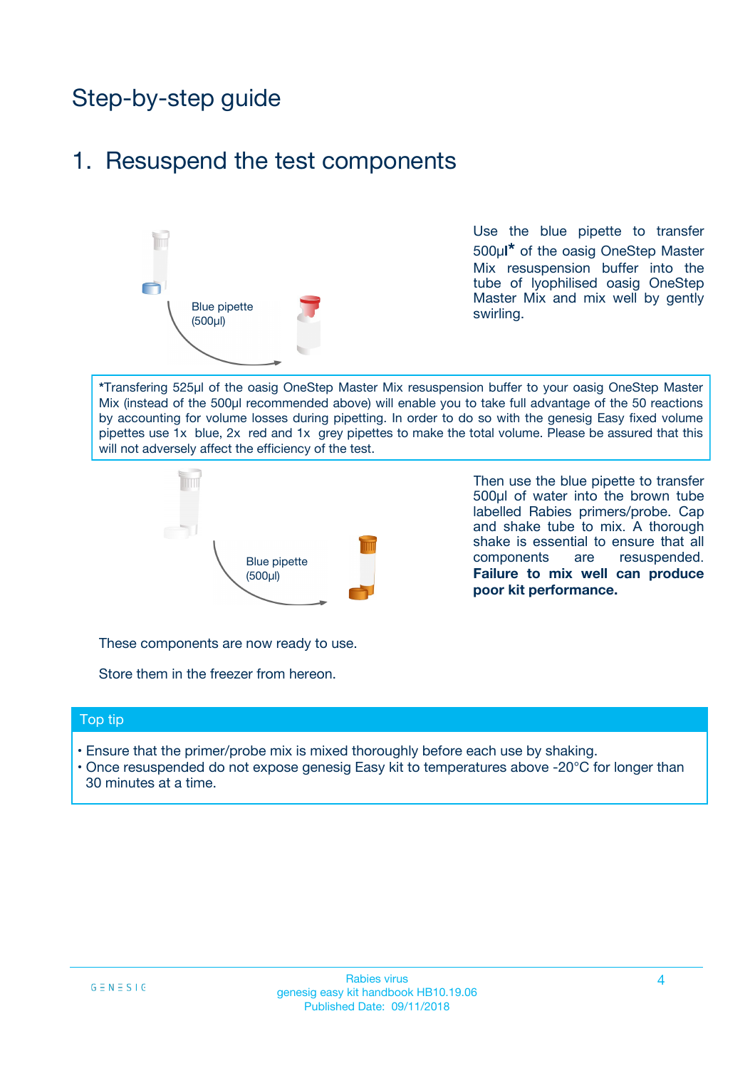# Step-by-step guide

## 1. Resuspend the test components

Blue pipette (500µl)

Use the blue pipette to transfer 500µl* of the oasig OneStep Master Mix resuspension buffer into the tube of lyophilised oasig OneStep Master Mix and mix well by gently swirling.

*Transfering 525µl of the oasig OneStep Master Mix resuspension buffer to your oasig OneStep Master Mix (instead of the 500µl recommended above) will enable you to take full advantage of the 50 reactions by accounting for volume losses during pipetting. In order to do so with the genesig Easy fixed volume pipettes use 1x blue, 2x red and 1x grey pipettes to make the total volume. Please be assured that this will not adversely affect the efficiency of the test.

Blue pipette (500µl)

Then use the blue pipette to transfer 500µl of water into the brown tube labelled Rabies primers/probe. Cap and shake tube to mix. A thorough shake is essential to ensure that all components are resuspended. **Failure to mix well can produce poor kit performance.**

These components are now ready to use.

Store them in the freezer from hereon.

### Top tip

- Ensure that the primer/probe mix is mixed thoroughly before each use by shaking.
- Once resuspended do not expose genesig Easy kit to temperatures above -20°C for longer than 30 minutes at a time.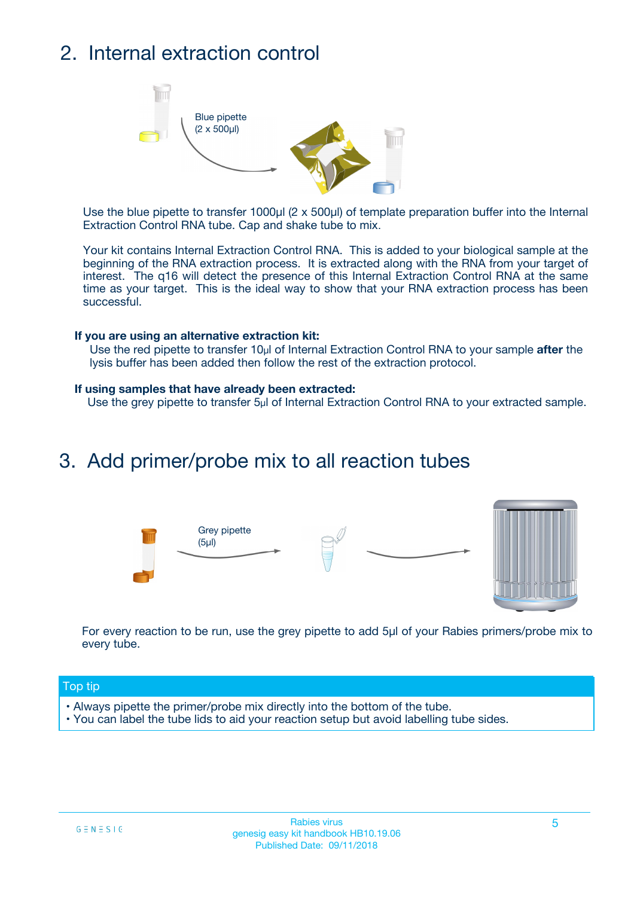## 2. Internal extraction control

Blue pipette
(2 x 500µl)

Use the blue pipette to transfer 1000µl (2 x 500µl) of template preparation buffer into the Internal Extraction Control RNA tube. Cap and shake tube to mix.

Your kit contains Internal Extraction Control RNA. This is added to your biological sample at the beginning of the RNA extraction process. It is extracted along with the RNA from your target of interest. The q16 will detect the presence of this Internal Extraction Control RNA at the same time as your target. This is the ideal way to show that your RNA extraction process has been successful.

**If you are using an alternative extraction kit:**

Use the red pipette to transfer 10µl of Internal Extraction Control RNA to your sample **after** the lysis buffer has been added then follow the rest of the extraction protocol.

**If using samples that have already been extracted:**

Use the grey pipette to transfer 5µl of Internal Extraction Control RNA to your extracted sample.

## 3. Add primer/probe mix to all reaction tubes

Grey pipette
(5µl)

For every reaction to be run, use the grey pipette to add 5µl of your Rabies primers/probe mix to every tube.

**Top tip**

- Always pipette the primer/probe mix directly into the bottom of the tube.
- You can label the tube lids to aid your reaction setup but avoid labelling tube sides.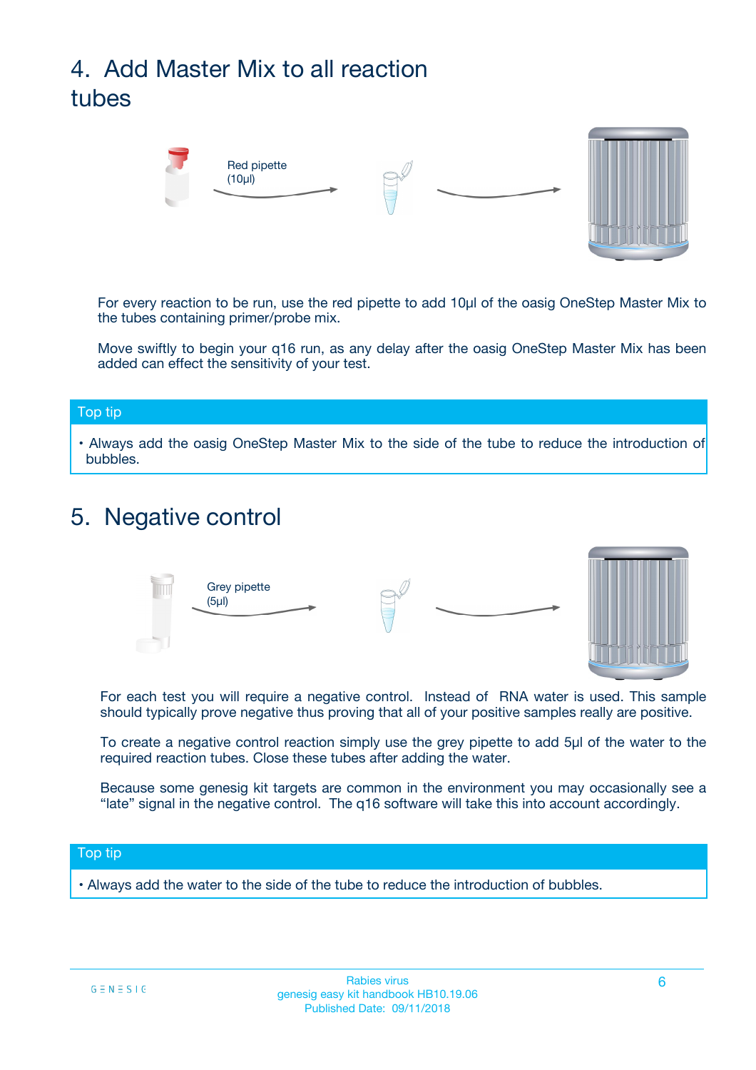## 4. Add Master Mix to all reaction tubes

Red pipette (10µl)

For every reaction to be run, use the red pipette to add 10µl of the oasig OneStep Master Mix to the tubes containing primer/probe mix.

Move swiftly to begin your q16 run, as any delay after the oasig OneStep Master Mix has been added can effect the sensitivity of your test.

**Top tip**

- Always add the oasig OneStep Master Mix to the side of the tube to reduce the introduction of bubbles.

## 5. Negative control

Grey pipette (5µl)

For each test you will require a negative control. Instead of  RNA water is used. This sample should typically prove negative thus proving that all of your positive samples really are positive.

To create a negative control reaction simply use the grey pipette to add 5µl of the water to the required reaction tubes. Close these tubes after adding the water.

Because some genesig kit targets are common in the environment you may occasionally see a “late” signal in the negative control. The q16 software will take this into account accordingly.

**Top tip**

- Always add the water to the side of the tube to reduce the introduction of bubbles.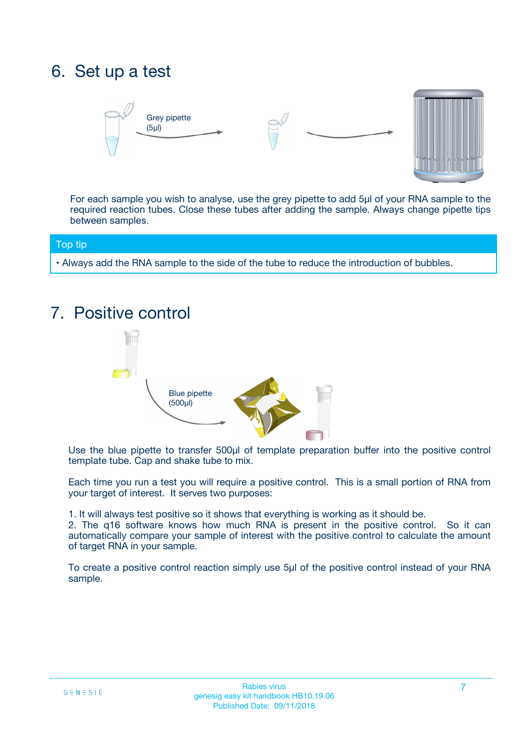# 6. Set up a test

Grey pipette (5µl)

For each sample you wish to analyse, use the grey pipette to add 5µl of your RNA sample to the required reaction tubes. Close these tubes after adding the sample. Always change pipette tips between samples.

**Top tip**

- Always add the RNA sample to the side of the tube to reduce the introduction of bubbles.

# 7. Positive control

Blue pipette (500µl)

Use the blue pipette to transfer 500µl of template preparation buffer into the positive control template tube. Cap and shake tube to mix.

Each time you run a test you will require a positive control. This is a small portion of RNA from your target of interest. It serves two purposes:

1. It will always test positive so it shows that everything is working as it should be.
2. The q16 software knows how much RNA is present in the positive control. So it can automatically compare your sample of interest with the positive control to calculate the amount of target RNA in your sample.

To create a positive control reaction simply use 5µl of the positive control instead of your RNA sample.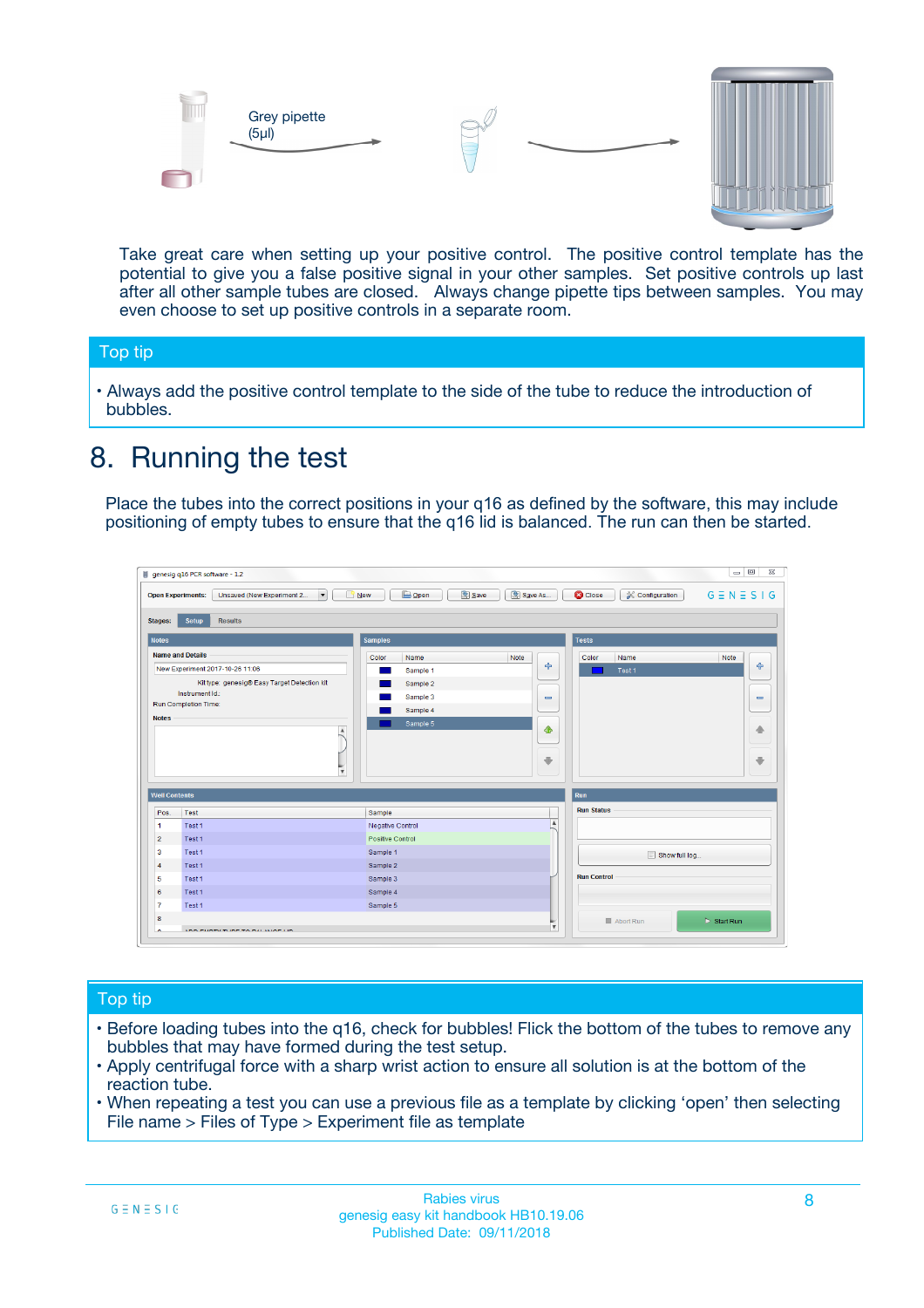Grey pipette (5µl)

Take great care when setting up your positive control. The positive control template has the potential to give you a false positive signal in your other samples. Set positive controls up last after all other sample tubes are closed. Always change pipette tips between samples. You may even choose to set up positive controls in a separate room.

## Top tip

- Always add the positive control template to the side of the tube to reduce the introduction of bubbles.

# 8. Running the test

Place the tubes into the correct positions in your q16 as defined by the software, this may include positioning of empty tubes to ensure that the q16 lid is balanced. The run can then be started.

## Top tip

- Before loading tubes into the q16, check for bubbles! Flick the bottom of the tubes to remove any bubbles that may have formed during the test setup.
- Apply centrifugal force with a sharp wrist action to ensure all solution is at the bottom of the reaction tube.
- When repeating a test you can use a previous file as a template by clicking 'open' then selecting File name > Files of Type > Experiment file as template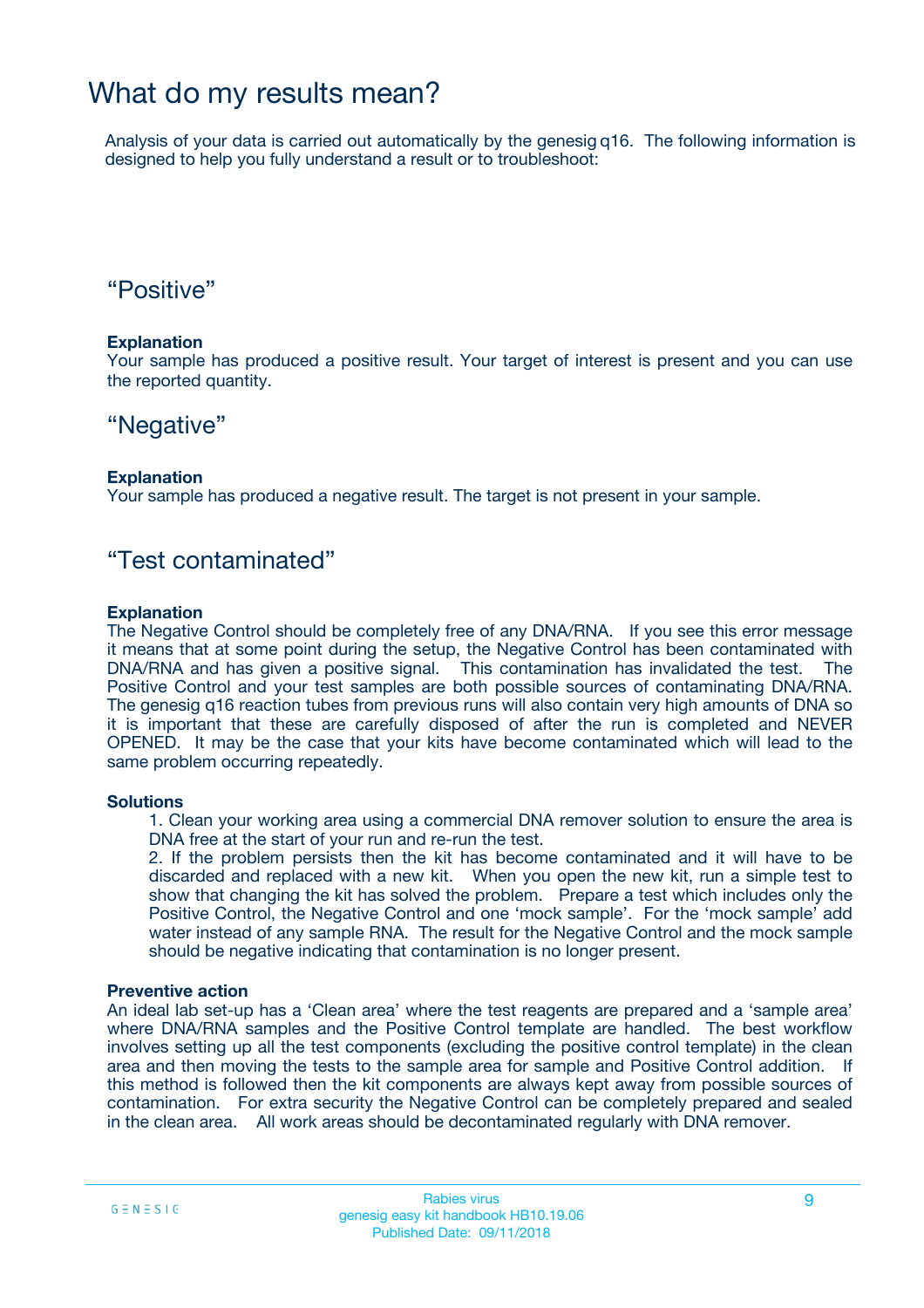# What do my results mean?

Analysis of your data is carried out automatically by the genesig q16. The following information is designed to help you fully understand a result or to troubleshoot:

## “Positive”

**Explanation**
Your sample has produced a positive result. Your target of interest is present and you can use the reported quantity.

## “Negative”

**Explanation**
Your sample has produced a negative result. The target is not present in your sample.

## “Test contaminated”

**Explanation**
The Negative Control should be completely free of any DNA/RNA. If you see this error message it means that at some point during the setup, the Negative Control has been contaminated with DNA/RNA and has given a positive signal. This contamination has invalidated the test. The Positive Control and your test samples are both possible sources of contaminating DNA/RNA. The genesig q16 reaction tubes from previous runs will also contain very high amounts of DNA so it is important that these are carefully disposed of after the run is completed and NEVER OPENED. It may be the case that your kits have become contaminated which will lead to the same problem occurring repeatedly.

**Solutions**

1. Clean your working area using a commercial DNA remover solution to ensure the area is DNA free at the start of your run and re-run the test.
2. If the problem persists then the kit has become contaminated and it will have to be discarded and replaced with a new kit. When you open the new kit, run a simple test to show that changing the kit has solved the problem. Prepare a test which includes only the Positive Control, the Negative Control and one ‘mock sample’. For the ‘mock sample’ add water instead of any sample RNA. The result for the Negative Control and the mock sample should be negative indicating that contamination is no longer present.

**Preventive action**
An ideal lab set-up has a ‘Clean area’ where the test reagents are prepared and a ‘sample area’ where DNA/RNA samples and the Positive Control template are handled. The best workflow involves setting up all the test components (excluding the positive control template) in the clean area and then moving the tests to the sample area for sample and Positive Control addition. If this method is followed then the kit components are always kept away from possible sources of contamination. For extra security the Negative Control can be completely prepared and sealed in the clean area. All work areas should be decontaminated regularly with DNA remover.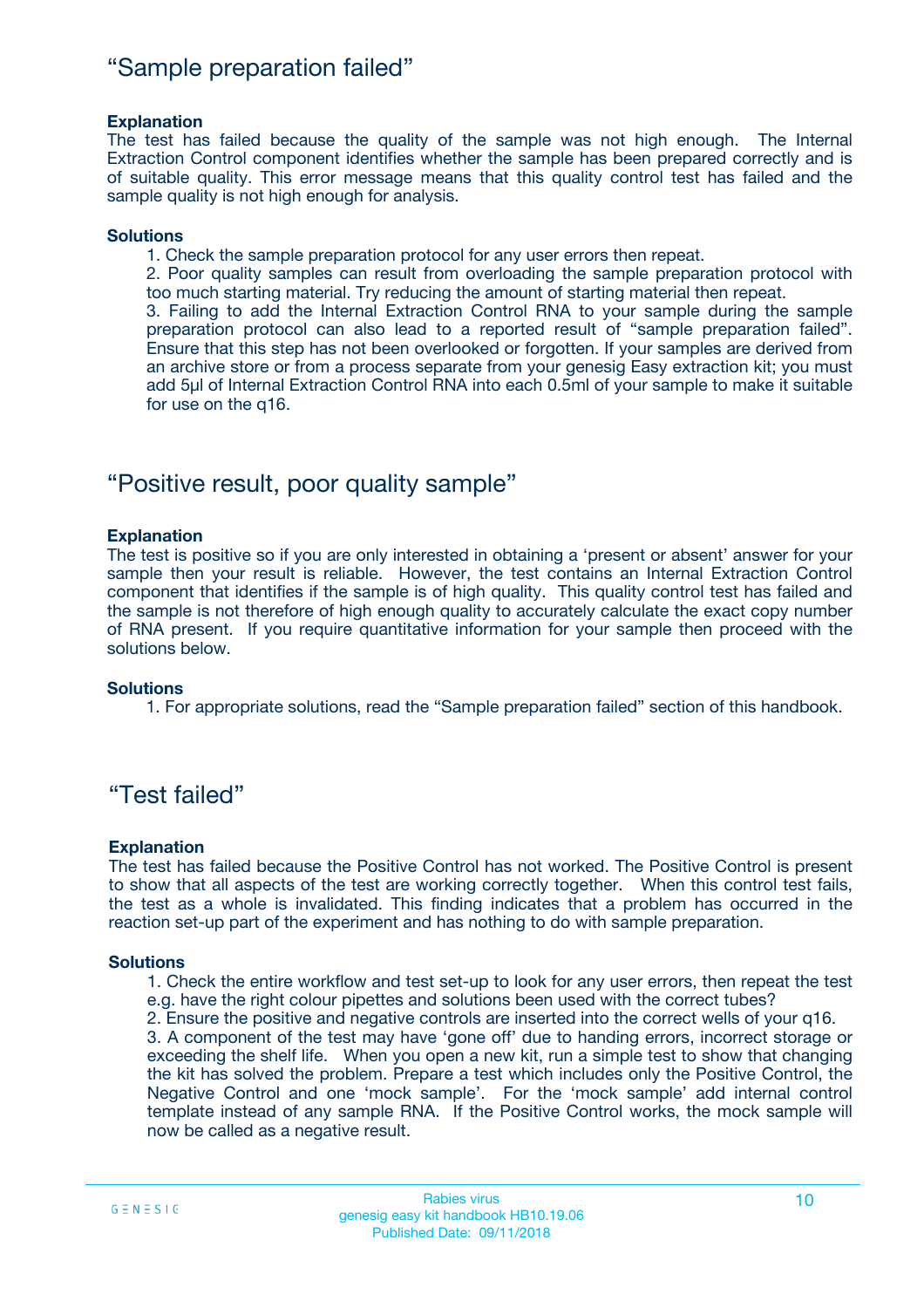## “Sample preparation failed”

**Explanation**

The test has failed because the quality of the sample was not high enough. The Internal Extraction Control component identifies whether the sample has been prepared correctly and is of suitable quality. This error message means that this quality control test has failed and the sample quality is not high enough for analysis.

**Solutions**

1. Check the sample preparation protocol for any user errors then repeat.
2. Poor quality samples can result from overloading the sample preparation protocol with too much starting material. Try reducing the amount of starting material then repeat.
3. Failing to add the Internal Extraction Control RNA to your sample during the sample preparation protocol can also lead to a reported result of “sample preparation failed”. Ensure that this step has not been overlooked or forgotten. If your samples are derived from an archive store or from a process separate from your genesig Easy extraction kit; you must add 5µl of Internal Extraction Control RNA into each 0.5ml of your sample to make it suitable for use on the q16.

## “Positive result, poor quality sample”

**Explanation**

The test is positive so if you are only interested in obtaining a ‘present or absent’ answer for your sample then your result is reliable. However, the test contains an Internal Extraction Control component that identifies if the sample is of high quality. This quality control test has failed and the sample is not therefore of high enough quality to accurately calculate the exact copy number of RNA present. If you require quantitative information for your sample then proceed with the solutions below.

**Solutions**

1. For appropriate solutions, read the “Sample preparation failed” section of this handbook.

## “Test failed”

**Explanation**

The test has failed because the Positive Control has not worked. The Positive Control is present to show that all aspects of the test are working correctly together. When this control test fails, the test as a whole is invalidated. This finding indicates that a problem has occurred in the reaction set-up part of the experiment and has nothing to do with sample preparation.

**Solutions**

1. Check the entire workflow and test set-up to look for any user errors, then repeat the test e.g. have the right colour pipettes and solutions been used with the correct tubes?
2. Ensure the positive and negative controls are inserted into the correct wells of your q16.
3. A component of the test may have ‘gone off’ due to handing errors, incorrect storage or exceeding the shelf life. When you open a new kit, run a simple test to show that changing the kit has solved the problem. Prepare a test which includes only the Positive Control, the Negative Control and one ‘mock sample’. For the ‘mock sample’ add internal control template instead of any sample RNA. If the Positive Control works, the mock sample will now be called as a negative result.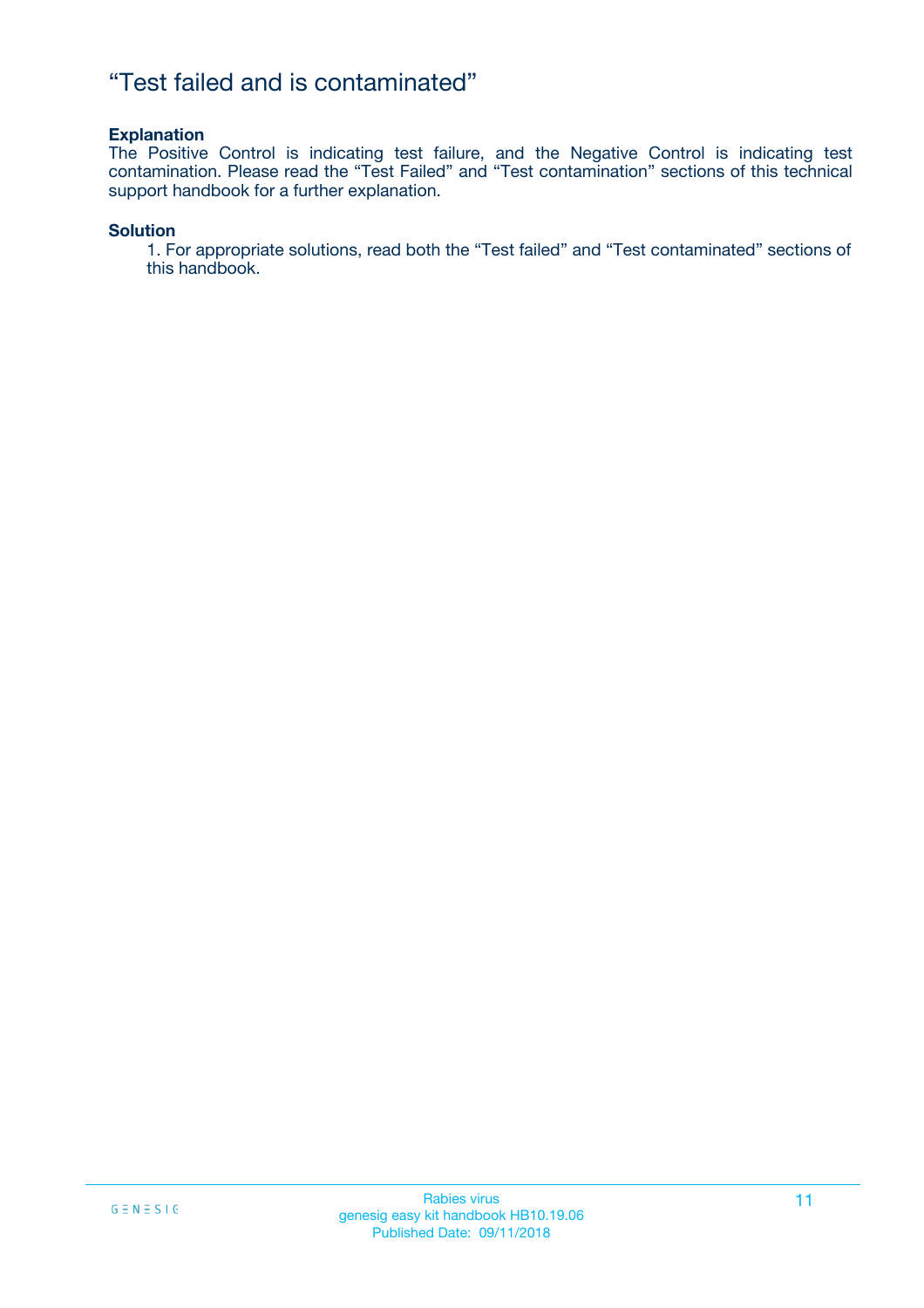# “Test failed and is contaminated”

**Explanation**

The Positive Control is indicating test failure, and the Negative Control is indicating test contamination. Please read the “Test Failed” and “Test contamination” sections of this technical support handbook for a further explanation.

**Solution**

1. For appropriate solutions, read both the “Test failed” and “Test contaminated” sections of this handbook.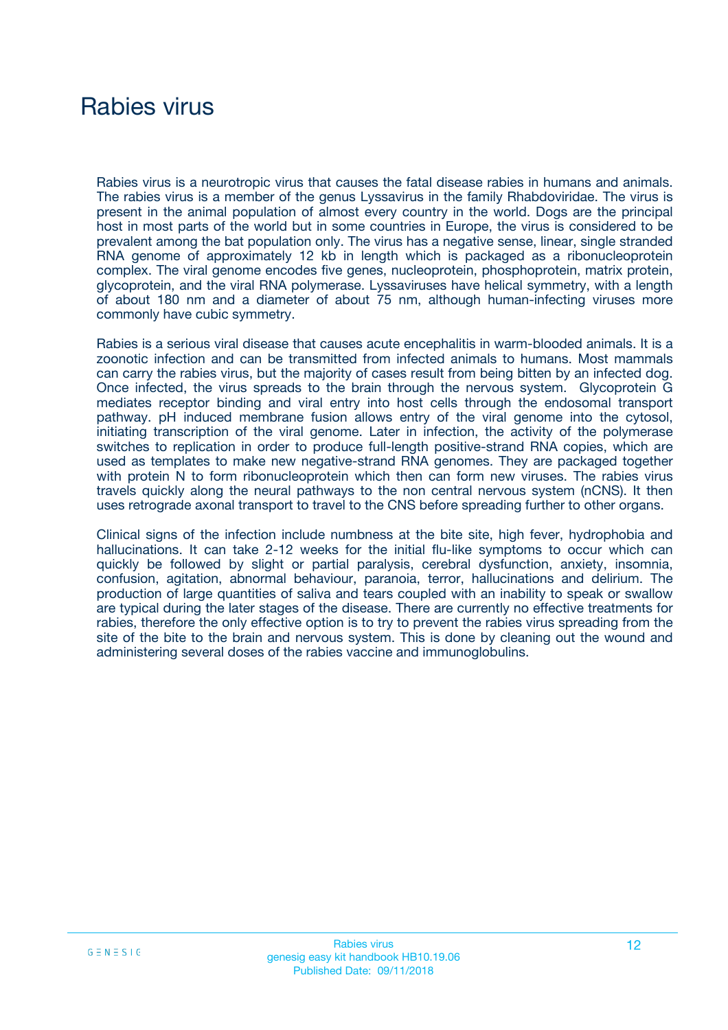# Rabies virus

Rabies virus is a neurotropic virus that causes the fatal disease rabies in humans and animals. The rabies virus is a member of the genus Lyssavirus in the family Rhabdoviridae. The virus is present in the animal population of almost every country in the world. Dogs are the principal host in most parts of the world but in some countries in Europe, the virus is considered to be prevalent among the bat population only. The virus has a negative sense, linear, single stranded RNA genome of approximately 12 kb in length which is packaged as a ribonucleoprotein complex. The viral genome encodes five genes, nucleoprotein, phosphoprotein, matrix protein, glycoprotein, and the viral RNA polymerase. Lyssaviruses have helical symmetry, with a length of about 180 nm and a diameter of about 75 nm, although human-infecting viruses more commonly have cubic symmetry.

Rabies is a serious viral disease that causes acute encephalitis in warm-blooded animals. It is a zoonotic infection and can be transmitted from infected animals to humans. Most mammals can carry the rabies virus, but the majority of cases result from being bitten by an infected dog. Once infected, the virus spreads to the brain through the nervous system. Glycoprotein G mediates receptor binding and viral entry into host cells through the endosomal transport pathway. pH induced membrane fusion allows entry of the viral genome into the cytosol, initiating transcription of the viral genome. Later in infection, the activity of the polymerase switches to replication in order to produce full-length positive-strand RNA copies, which are used as templates to make new negative-strand RNA genomes. They are packaged together with protein N to form ribonucleoprotein which then can form new viruses. The rabies virus travels quickly along the neural pathways to the non central nervous system (nCNS). It then uses retrograde axonal transport to travel to the CNS before spreading further to other organs.

Clinical signs of the infection include numbness at the bite site, high fever, hydrophobia and hallucinations. It can take 2-12 weeks for the initial flu-like symptoms to occur which can quickly be followed by slight or partial paralysis, cerebral dysfunction, anxiety, insomnia, confusion, agitation, abnormal behaviour, paranoia, terror, hallucinations and delirium. The production of large quantities of saliva and tears coupled with an inability to speak or swallow are typical during the later stages of the disease. There are currently no effective treatments for rabies, therefore the only effective option is to try to prevent the rabies virus spreading from the site of the bite to the brain and nervous system. This is done by cleaning out the wound and administering several doses of the rabies vaccine and immunoglobulins.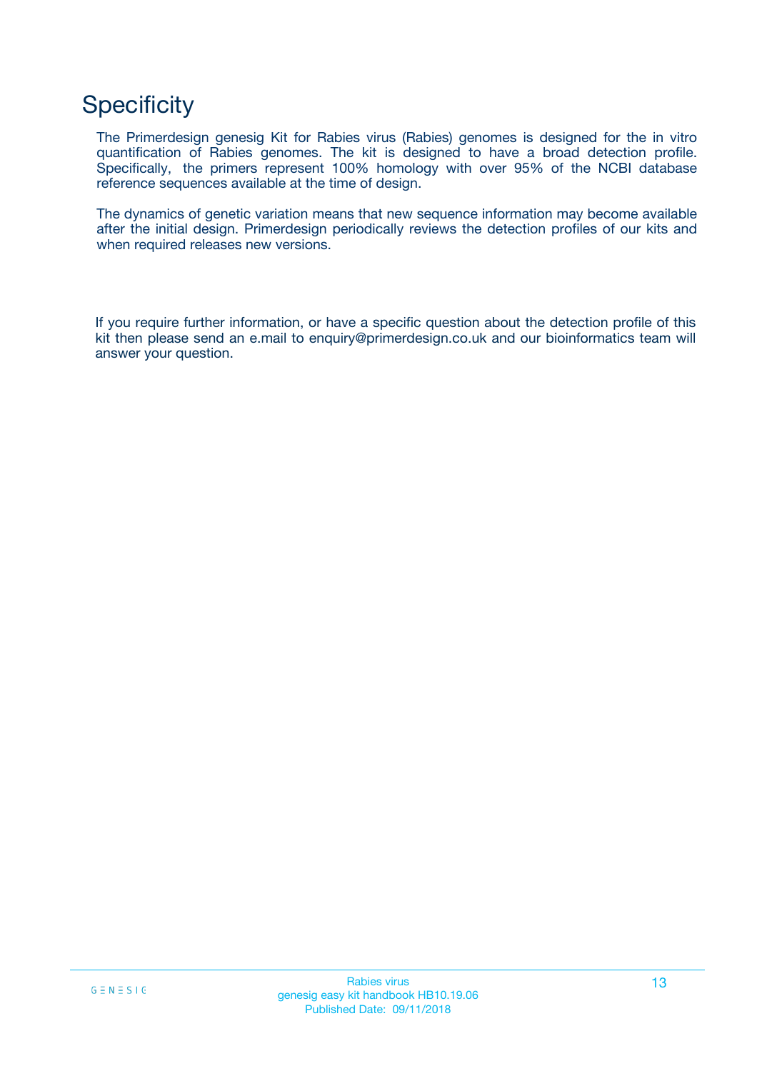# Specificity

The Primerdesign genesig Kit for Rabies virus (Rabies) genomes is designed for the in vitro quantification of Rabies genomes. The kit is designed to have a broad detection profile. Specifically, the primers represent 100% homology with over 95% of the NCBI database reference sequences available at the time of design.

The dynamics of genetic variation means that new sequence information may become available after the initial design. Primerdesign periodically reviews the detection profiles of our kits and when required releases new versions.

If you require further information, or have a specific question about the detection profile of this kit then please send an e.mail to enquiry@primerdesign.co.uk and our bioinformatics team will answer your question.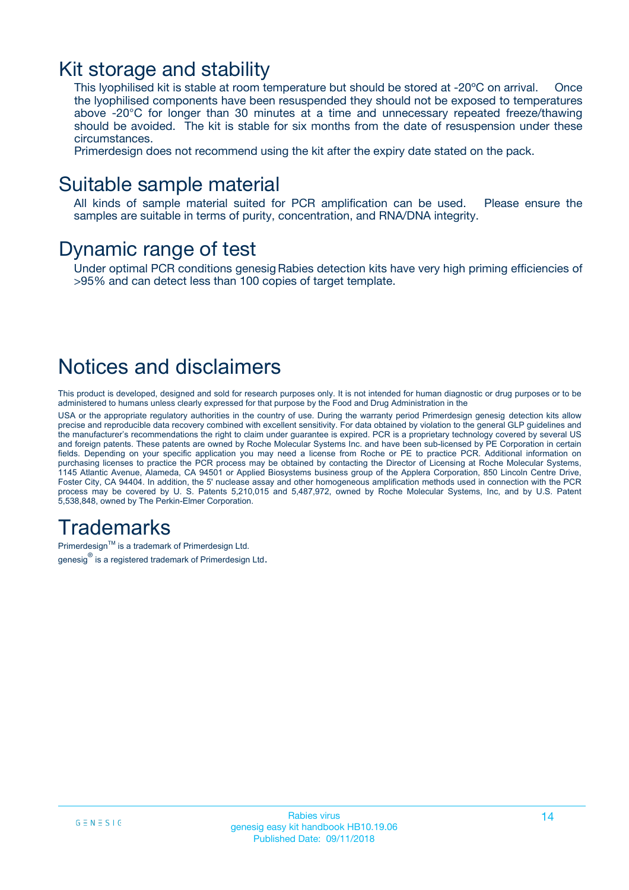# Kit storage and stability

This lyophilised kit is stable at room temperature but should be stored at -20ºC on arrival. Once the lyophilised components have been resuspended they should not be exposed to temperatures above -20°C for longer than 30 minutes at a time and unnecessary repeated freeze/thawing should be avoided. The kit is stable for six months from the date of resuspension under these circumstances.

Primerdesign does not recommend using the kit after the expiry date stated on the pack.

# Suitable sample material

All kinds of sample material suited for PCR amplification can be used. Please ensure the samples are suitable in terms of purity, concentration, and RNA/DNA integrity.

# Dynamic range of test

Under optimal PCR conditions genesig Rabies detection kits have very high priming efficiencies of >95% and can detect less than 100 copies of target template.

# Notices and disclaimers

This product is developed, designed and sold for research purposes only. It is not intended for human diagnostic or drug purposes or to be administered to humans unless clearly expressed for that purpose by the Food and Drug Administration in the

USA or the appropriate regulatory authorities in the country of use. During the warranty period Primerdesign genesig detection kits allow precise and reproducible data recovery combined with excellent sensitivity. For data obtained by violation to the general GLP guidelines and the manufacturer's recommendations the right to claim under guarantee is expired. PCR is a proprietary technology covered by several US and foreign patents. These patents are owned by Roche Molecular Systems Inc. and have been sub-licensed by PE Corporation in certain fields. Depending on your specific application you may need a license from Roche or PE to practice PCR. Additional information on purchasing licenses to practice the PCR process may be obtained by contacting the Director of Licensing at Roche Molecular Systems, 1145 Atlantic Avenue, Alameda, CA 94501 or Applied Biosystems business group of the Applera Corporation, 850 Lincoln Centre Drive, Foster City, CA 94404. In addition, the 5' nuclease assay and other homogeneous amplification methods used in connection with the PCR process may be covered by U. S. Patents 5,210,015 and 5,487,972, owned by Roche Molecular Systems, Inc, and by U.S. Patent 5,538,848, owned by The Perkin-Elmer Corporation.

# Trademarks

Primerdesign™ is a trademark of Primerdesign Ltd.

genesig® is a registered trademark of Primerdesign Ltd.